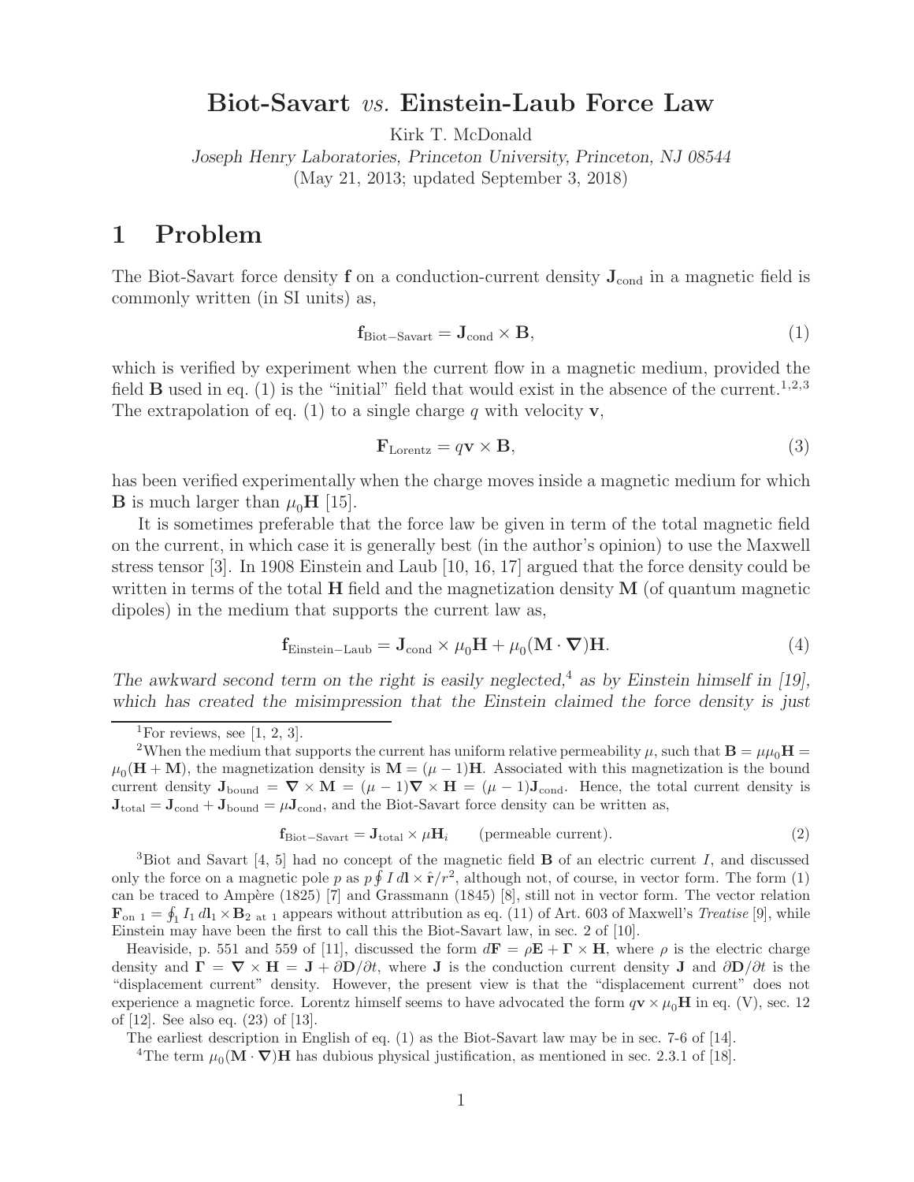# Biot-Savart *vs.* Einstein-Laub Force Law

Kirk T. McDonald

*Joseph Henry Laboratories, Princeton University, Princeton, NJ 08544*

(May 21, 2013; updated September 3, 2018)

## 1 Problem

The Biot-Savart force density $\mathbf{f}$ on a conduction-current density $\mathbf{J}_{\rm cond}$ in a magnetic field is commonly written (in SI units) as,

$$\mathbf{f}_{\rm Biot-Savart} = \mathbf{J}_{\rm cond} \times \mathbf{B}, \tag{1}$$

which is verified by experiment when the current flow in a magnetic medium, provided the field $\mathbf{B}$ used in eq. (1) is the "initial" field that would exist in the absence of the current.[1,2,3] The extrapolation of eq. (1) to a single charge $q$ with velocity $\mathbf{v}$,

$$\mathbf{F}_{\rm Lorentz} = q\mathbf{v} \times \mathbf{B}, \tag{3}$$

has been verified experimentally when the charge moves inside a magnetic medium for which $\mathbf{B}$ is much larger than $\mu_0\mathbf{H}$ [15].

It is sometimes preferable that the force law be given in term of the total magnetic field on the current, in which case it is generally best (in the author's opinion) to use the Maxwell stress tensor [3]. In 1908 Einstein and Laub [10, 16, 17] argued that the force density could be written in terms of the total $\mathbf{H}$ field and the magnetization density $\mathbf{M}$ (of quantum magnetic dipoles) in the medium that supports the current law as,

$$\mathbf{f}_{\rm Einstein-Laub} = \mathbf{J}_{\rm cond} \times \mu_0\mathbf{H} + \mu_0(\mathbf{M}\cdot\boldsymbol{\nabla})\mathbf{H}. \tag{4}$$

*The awkward second term on the right is easily neglected,[4] as by Einstein himself in [19], which has created the misimpression that the Einstein claimed the force density is just*

---

[1] For reviews, see [1, 2, 3].

[2] When the medium that supports the current has uniform relative permeability $\mu$, such that $\mathbf{B} = \mu\mu_0\mathbf{H} = \mu_0(\mathbf{H} + \mathbf{M})$, the magnetization density is $\mathbf{M} = (\mu - 1)\mathbf{H}$. Associated with this magnetization is the bound current density $\mathbf{J}_{\rm bound} = \boldsymbol{\nabla}\times\mathbf{M} = (\mu-1)\boldsymbol{\nabla}\times\mathbf{H} = (\mu-1)\mathbf{J}_{\rm cond}$. Hence, the total current density is $\mathbf{J}_{\rm total} = \mathbf{J}_{\rm cond} + \mathbf{J}_{\rm bound} = \mu\mathbf{J}_{\rm cond}$, and the Biot-Savart force density can be written as,

$$\mathbf{f}_{\rm Biot-Savart} = \mathbf{J}_{\rm total} \times \mu\mathbf{H}_i \qquad \text{(permeable current)}. \tag{2}$$

[3] Biot and Savart [4, 5] had no concept of the magnetic field $\mathbf{B}$ of an electric current $I$, and discussed only the force on a magnetic pole $p$ as $p\oint I\,d\mathbf{l}\times\hat{\mathbf{r}}/r^2$, although not, of course, in vector form. The form (1) can be traced to Ampère (1825) [7] and Grassmann (1845) [8], still not in vector form. The vector relation $\mathbf{F}_{\text{on }1} = \oint_1 I_1\,d\mathbf{l}_1 \times \mathbf{B}_{2\text{ at }1}$ appears without attribution as eq. (11) of Art. 603 of Maxwell's *Treatise* [9], while Einstein may have been the first to call this the Biot-Savart law, in sec. 2 of [10].

Heaviside, p. 551 and 559 of [11], discussed the form $d\mathbf{F} = \rho\mathbf{E} + \boldsymbol{\Gamma}\times\mathbf{H}$, where $\rho$ is the electric charge density and $\boldsymbol{\Gamma} = \boldsymbol{\nabla}\times\mathbf{H} = \mathbf{J} + \partial\mathbf{D}/\partial t$, where $\mathbf{J}$ is the conduction current density $\mathbf{J}$ and $\partial\mathbf{D}/\partial t$ is the "displacement current" density. However, the present view is that the "displacement current" does not experience a magnetic force. Lorentz himself seems to have advocated the form $q\mathbf{v}\times\mu_0\mathbf{H}$ in eq. (V), sec. 12 of [12]. See also eq. (23) of [13].

The earliest description in English of eq. (1) as the Biot-Savart law may be in sec. 7-6 of [14].

[4] The term $\mu_0(\mathbf{M}\cdot\boldsymbol{\nabla})\mathbf{H}$ has dubious physical justification, as mentioned in sec. 2.3.1 of [18].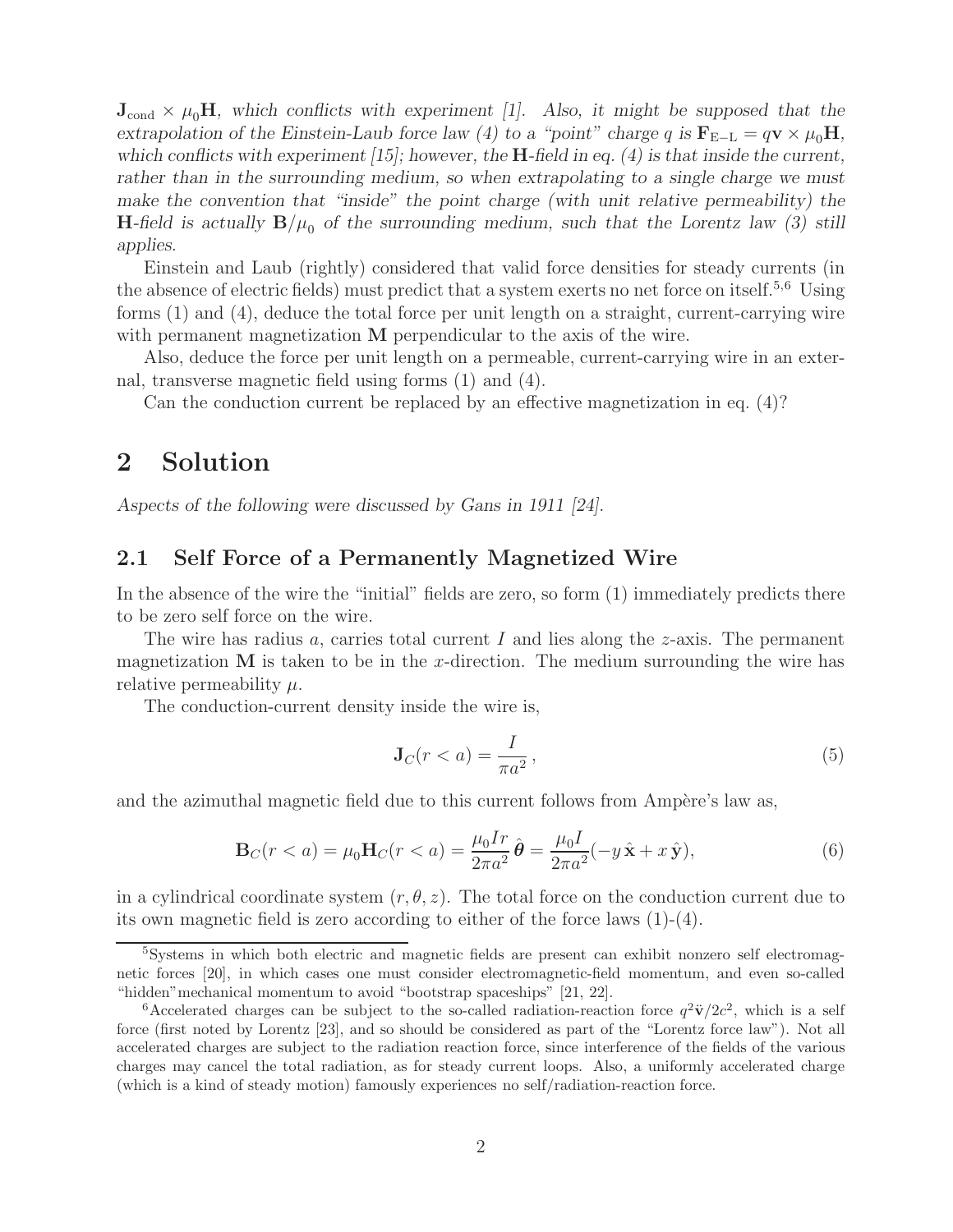*$\mathbf{J}_{\rm cond} \times \mu_0 \mathbf{H}$, which conflicts with experiment [1]. Also, it might be supposed that the extrapolation of the Einstein-Laub force law (4) to a "point" charge $q$ is $\mathbf{F}_{\rm E-L} = q\mathbf{v} \times \mu_0 \mathbf{H}$, which conflicts with experiment [15]; however, the $\mathbf{H}$-field in eq. (4) is that inside the current, rather than in the surrounding medium, so when extrapolating to a single charge we must make the convention that "inside" the point charge (with unit relative permeability) the $\mathbf{H}$-field is actually $\mathbf{B}/\mu_0$ of the surrounding medium, such that the Lorentz law (3) still applies.*

Einstein and Laub (rightly) considered that valid force densities for steady currents (in the absence of electric fields) must predict that a system exerts no net force on itself.[5,6] Using forms (1) and (4), deduce the total force per unit length on a straight, current-carrying wire with permanent magnetization $\mathbf{M}$ perpendicular to the axis of the wire.

Also, deduce the force per unit length on a permeable, current-carrying wire in an external, transverse magnetic field using forms (1) and (4).

Can the conduction current be replaced by an effective magnetization in eq. (4)?

# 2 Solution

*Aspects of the following were discussed by Gans in 1911 [24].*

## 2.1 Self Force of a Permanently Magnetized Wire

In the absence of the wire the "initial" fields are zero, so form (1) immediately predicts there to be zero self force on the wire.

The wire has radius $a$, carries total current $I$ and lies along the $z$-axis. The permanent magnetization $\mathbf{M}$ is taken to be in the $x$-direction. The medium surrounding the wire has relative permeability $\mu$.

The conduction-current density inside the wire is,

$$\mathbf{J}_C(r < a) = \frac{I}{\pi a^2}\,, \tag{5}$$

and the azimuthal magnetic field due to this current follows from Ampère's law as,

$$\mathbf{B}_C(r < a) = \mu_0 \mathbf{H}_C(r < a) = \frac{\mu_0 I r}{2\pi a^2}\,\hat{\boldsymbol{\theta}} = \frac{\mu_0 I}{2\pi a^2}(-y\,\hat{\mathbf{x}} + x\,\hat{\mathbf{y}}), \tag{6}$$

in a cylindrical coordinate system $(r, \theta, z)$. The total force on the conduction current due to its own magnetic field is zero according to either of the force laws (1)-(4).

[5] Systems in which both electric and magnetic fields are present can exhibit nonzero self electromagnetic forces [20], in which cases one must consider electromagnetic-field momentum, and even so-called "hidden" mechanical momentum to avoid "bootstrap spaceships" [21, 22].

[6] Accelerated charges can be subject to the so-called radiation-reaction force $q^2\ddot{\mathbf{v}}/2c^2$, which is a self force (first noted by Lorentz [23], and so should be considered as part of the "Lorentz force law"). Not all accelerated charges are subject to the radiation reaction force, since interference of the fields of the various charges may cancel the total radiation, as for steady current loops. Also, a uniformly accelerated charge (which is a kind of steady motion) famously experiences no self/radiation-reaction force.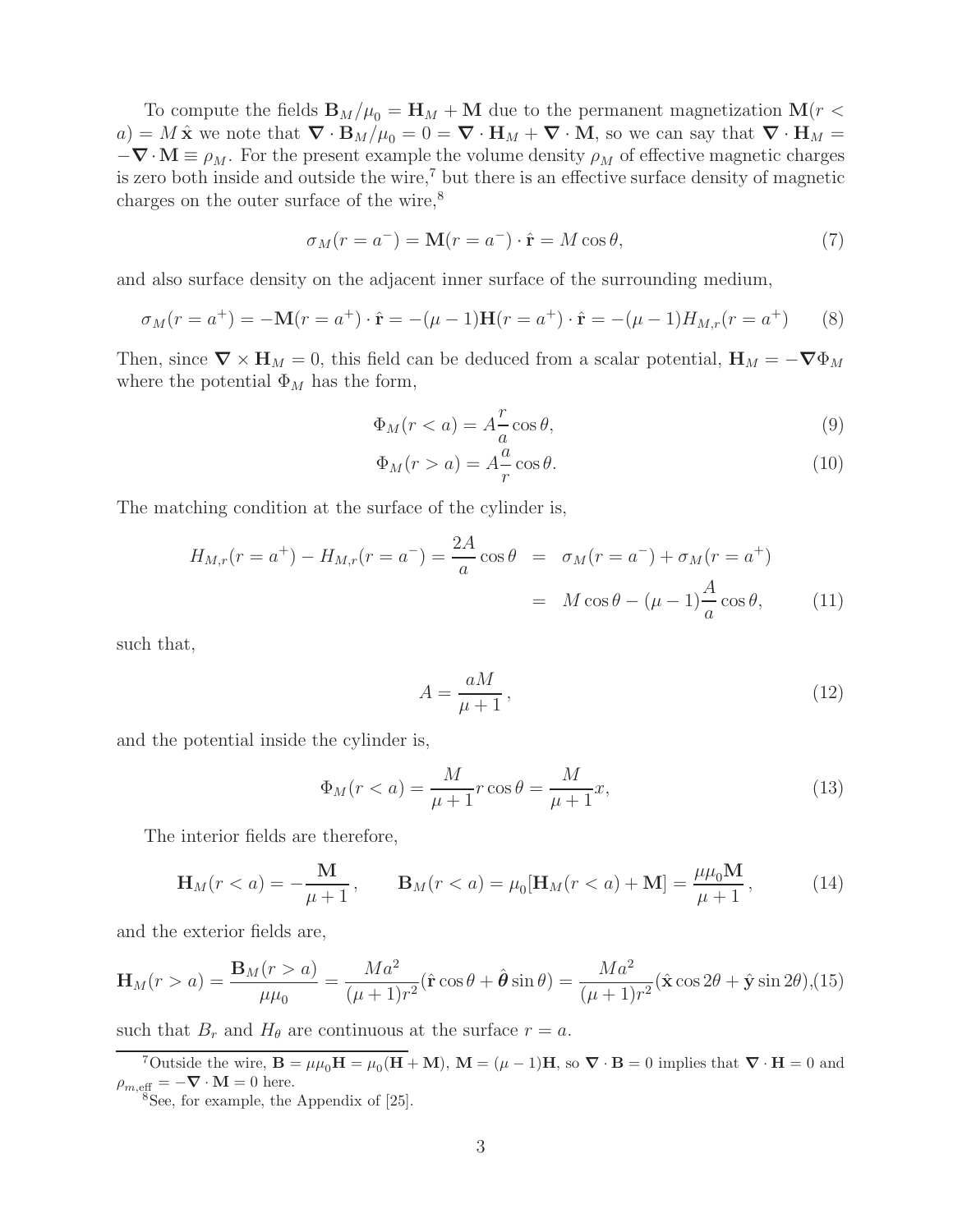To compute the fields $\mathbf{B}_M/\mu_0 = \mathbf{H}_M + \mathbf{M}$ due to the permanent magnetization $\mathbf{M}(r < a) = M\,\hat{\mathbf{x}}$ we note that $\boldsymbol{\nabla}\cdot\mathbf{B}_M/\mu_0 = 0 = \boldsymbol{\nabla}\cdot\mathbf{H}_M + \boldsymbol{\nabla}\cdot\mathbf{M}$, so we can say that $\boldsymbol{\nabla}\cdot\mathbf{H}_M = -\boldsymbol{\nabla}\cdot\mathbf{M} \equiv \rho_M$. For the present example the volume density $\rho_M$ of effective magnetic charges is zero both inside and outside the wire,[7] but there is an effective surface density of magnetic charges on the outer surface of the wire,[8]

$$\sigma_M(r = a^-) = \mathbf{M}(r = a^-)\cdot\hat{\mathbf{r}} = M\cos\theta, \tag{7}$$

and also surface density on the adjacent inner surface of the surrounding medium,

$$\sigma_M(r = a^+) = -\mathbf{M}(r = a^+)\cdot\hat{\mathbf{r}} = -(\mu - 1)\mathbf{H}(r = a^+)\cdot\hat{\mathbf{r}} = -(\mu - 1)H_{M,r}(r = a^+) \tag{8}$$

Then, since $\boldsymbol{\nabla}\times\mathbf{H}_M = 0$, this field can be deduced from a scalar potential, $\mathbf{H}_M = -\boldsymbol{\nabla}\Phi_M$ where the potential $\Phi_M$ has the form,

$$\Phi_M(r < a) = A\frac{r}{a}\cos\theta, \tag{9}$$

$$\Phi_M(r > a) = A\frac{a}{r}\cos\theta. \tag{10}$$

The matching condition at the surface of the cylinder is,

$$\begin{aligned} H_{M,r}(r = a^+) - H_{M,r}(r = a^-) = \frac{2A}{a}\cos\theta &= \sigma_M(r = a^-) + \sigma_M(r = a^+) \\ &= M\cos\theta - (\mu - 1)\frac{A}{a}\cos\theta, \end{aligned} \tag{11}$$

such that,

$$A = \frac{aM}{\mu + 1}, \tag{12}$$

and the potential inside the cylinder is,

$$\Phi_M(r < a) = \frac{M}{\mu + 1} r\cos\theta = \frac{M}{\mu + 1} x, \tag{13}$$

The interior fields are therefore,

$$\mathbf{H}_M(r < a) = -\frac{\mathbf{M}}{\mu + 1}, \qquad \mathbf{B}_M(r < a) = \mu_0[\mathbf{H}_M(r < a) + \mathbf{M}] = \frac{\mu\mu_0\mathbf{M}}{\mu + 1}, \tag{14}$$

and the exterior fields are,

$$\mathbf{H}_M(r > a) = \frac{\mathbf{B}_M(r > a)}{\mu\mu_0} = \frac{Ma^2}{(\mu + 1)r^2}(\hat{\mathbf{r}}\cos\theta + \hat{\boldsymbol{\theta}}\sin\theta) = \frac{Ma^2}{(\mu + 1)r^2}(\hat{\mathbf{x}}\cos 2\theta + \hat{\mathbf{y}}\sin 2\theta), \tag{15}$$

such that $B_r$ and $H_\theta$ are continuous at the surface $r = a$.

---

[7] Outside the wire, $\mathbf{B} = \mu\mu_0\mathbf{H} = \mu_0(\mathbf{H} + \mathbf{M})$, $\mathbf{M} = (\mu - 1)\mathbf{H}$, so $\boldsymbol{\nabla}\cdot\mathbf{B} = 0$ implies that $\boldsymbol{\nabla}\cdot\mathbf{H} = 0$ and $\rho_{m,\mathrm{eff}} = -\boldsymbol{\nabla}\cdot\mathbf{M} = 0$ here.

[8] See, for example, the Appendix of [25].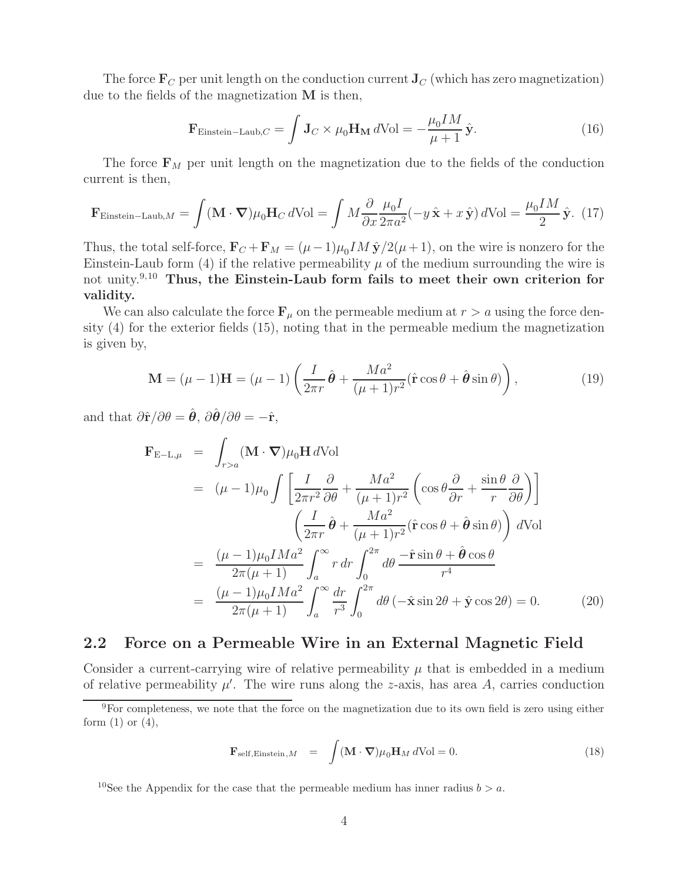The force $\mathbf{F}_C$ per unit length on the conduction current $\mathbf{J}_C$ (which has zero magnetization) due to the fields of the magnetization $\mathbf{M}$ is then,

$$\mathbf{F}_{\text{Einstein-Laub},C} = \int \mathbf{J}_C \times \mu_0 \mathbf{H}_{\mathbf{M}}\, d\text{Vol} = -\frac{\mu_0 I M}{\mu + 1}\,\hat{\mathbf{y}}. \tag{16}$$

The force $\mathbf{F}_M$ per unit length on the magnetization due to the fields of the conduction current is then,

$$\mathbf{F}_{\text{Einstein-Laub},M} = \int (\mathbf{M}\cdot\boldsymbol{\nabla})\mu_0 \mathbf{H}_C\, d\text{Vol} = \int M \frac{\partial}{\partial x}\frac{\mu_0 I}{2\pi a^2}(-y\,\hat{\mathbf{x}} + x\,\hat{\mathbf{y}})\, d\text{Vol} = \frac{\mu_0 I M}{2}\,\hat{\mathbf{y}}. \tag{17}$$

Thus, the total self-force, $\mathbf{F}_C + \mathbf{F}_M = (\mu - 1)\mu_0 I M\,\hat{\mathbf{y}}/2(\mu+1)$, on the wire is nonzero for the Einstein-Laub form (4) if the relative permeability $\mu$ of the medium surrounding the wire is not unity.[9,10] **Thus, the Einstein-Laub form fails to meet their own criterion for validity.**

We can also calculate the force $\mathbf{F}_\mu$ on the permeable medium at $r > a$ using the force density (4) for the exterior fields (15), noting that in the permeable medium the magnetization is given by,

$$\mathbf{M} = (\mu - 1)\mathbf{H} = (\mu - 1)\left(\frac{I}{2\pi r}\,\hat{\boldsymbol{\theta}} + \frac{M a^2}{(\mu+1) r^2}(\hat{\mathbf{r}}\cos\theta + \hat{\boldsymbol{\theta}}\sin\theta)\right), \tag{19}$$

and that $\partial\hat{\mathbf{r}}/\partial\theta = \hat{\boldsymbol{\theta}}$, $\partial\hat{\boldsymbol{\theta}}/\partial\theta = -\hat{\mathbf{r}}$,

$$\begin{aligned}
\mathbf{F}_{\text{E-L},\mu} &= \int_{r>a} (\mathbf{M}\cdot\boldsymbol{\nabla})\mu_0 \mathbf{H}\, d\text{Vol} \\
&= (\mu - 1)\mu_0 \int \left[\frac{I}{2\pi r^2}\frac{\partial}{\partial\theta} + \frac{M a^2}{(\mu+1) r^2}\left(\cos\theta\frac{\partial}{\partial r} + \frac{\sin\theta}{r}\frac{\partial}{\partial\theta}\right)\right] \\
&\qquad\qquad \left(\frac{I}{2\pi r}\,\hat{\boldsymbol{\theta}} + \frac{M a^2}{(\mu+1) r^2}(\hat{\mathbf{r}}\cos\theta + \hat{\boldsymbol{\theta}}\sin\theta)\right) d\text{Vol} \\
&= \frac{(\mu - 1)\mu_0 I M a^2}{2\pi(\mu+1)} \int_a^\infty r\,dr \int_0^{2\pi} d\theta\, \frac{-\hat{\mathbf{r}}\sin\theta + \hat{\boldsymbol{\theta}}\cos\theta}{r^4} \\
&= \frac{(\mu - 1)\mu_0 I M a^2}{2\pi(\mu+1)} \int_a^\infty \frac{dr}{r^3} \int_0^{2\pi} d\theta\, (-\hat{\mathbf{x}}\sin 2\theta + \hat{\mathbf{y}}\cos 2\theta) = 0.
\end{aligned} \tag{20}$$

## 2.2 Force on a Permeable Wire in an External Magnetic Field

Consider a current-carrying wire of relative permeability $\mu$ that is embedded in a medium of relative permeability $\mu'$. The wire runs along the $z$-axis, has area $A$, carries conduction

---

[9] For completeness, we note that the force on the magnetization due to its own field is zero using either form (1) or (4),

$$\mathbf{F}_{\text{self,Einstein},M} = \int (\mathbf{M}\cdot\boldsymbol{\nabla})\mu_0 \mathbf{H}_M\, d\text{Vol} = 0. \tag{18}$$

[10] See the Appendix for the case that the permeable medium has inner radius $b > a$.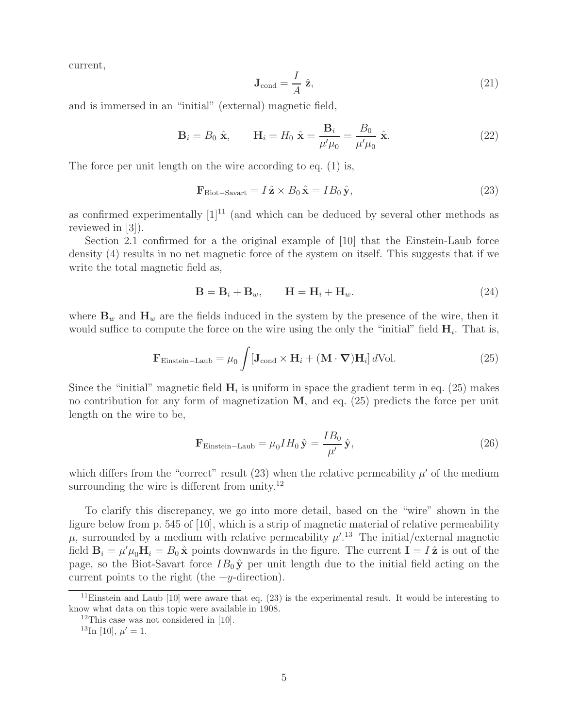current,

$$
\mathbf{J}_{\rm cond} = \frac{I}{A}\,\hat{\mathbf{z}}, \tag{21}
$$

and is immersed in an "initial" (external) magnetic field,

$$
\mathbf{B}_i = B_0\,\hat{\mathbf{x}}, \qquad \mathbf{H}_i = H_0\,\hat{\mathbf{x}} = \frac{\mathbf{B}_i}{\mu'\mu_0} = \frac{B_0}{\mu'\mu_0}\,\hat{\mathbf{x}}. \tag{22}
$$

The force per unit length on the wire according to eq. (1) is,

$$
\mathbf{F}_{\rm Biot-Savart} = I\,\hat{\mathbf{z}} \times B_0\,\hat{\mathbf{x}} = I B_0\,\hat{\mathbf{y}}, \tag{23}
$$

as confirmed experimentally [1][11] (and which can be deduced by several other methods as reviewed in [3]).

Section 2.1 confirmed for a the original example of [10] that the Einstein-Laub force density (4) results in no net magnetic force of the system on itself. This suggests that if we write the total magnetic field as,

$$
\mathbf{B} = \mathbf{B}_i + \mathbf{B}_w, \qquad \mathbf{H} = \mathbf{H}_i + \mathbf{H}_w. \tag{24}
$$

where $\mathbf{B}_w$ and $\mathbf{H}_w$ are the fields induced in the system by the presence of the wire, then it would suffice to compute the force on the wire using the only the "initial" field $\mathbf{H}_i$. That is,

$$
\mathbf{F}_{\rm Einstein-Laub} = \mu_0 \int [\mathbf{J}_{\rm cond} \times \mathbf{H}_i + (\mathbf{M}\cdot\boldsymbol{\nabla})\mathbf{H}_i]\, d{\rm Vol}. \tag{25}
$$

Since the "initial" magnetic field $\mathbf{H}_i$ is uniform in space the gradient term in eq. (25) makes no contribution for any form of magnetization $\mathbf{M}$, and eq. (25) predicts the force per unit length on the wire to be,

$$
\mathbf{F}_{\rm Einstein-Laub} = \mu_0 I H_0\,\hat{\mathbf{y}} = \frac{I B_0}{\mu'}\,\hat{\mathbf{y}}, \tag{26}
$$

which differs from the "correct" result (23) when the relative permeability $\mu'$ of the medium surrounding the wire is different from unity.[12]

To clarify this discrepancy, we go into more detail, based on the "wire" shown in the figure below from p. 545 of [10], which is a strip of magnetic material of relative permeability $\mu$, surrounded by a medium with relative permeability $\mu'$.[13] The initial/external magnetic field $\mathbf{B}_i = \mu'\mu_0\mathbf{H}_i = B_0\,\hat{\mathbf{x}}$ points downwards in the figure. The current $\mathbf{I} = I\,\hat{\mathbf{z}}$ is out of the page, so the Biot-Savart force $IB_0\,\hat{\mathbf{y}}$ per unit length due to the initial field acting on the current points to the right (the $+y$-direction).

[11] Einstein and Laub [10] were aware that eq. (23) is the experimental result. It would be interesting to know what data on this topic were available in 1908.

[12] This case was not considered in [10].

[13] In [10], $\mu' = 1$.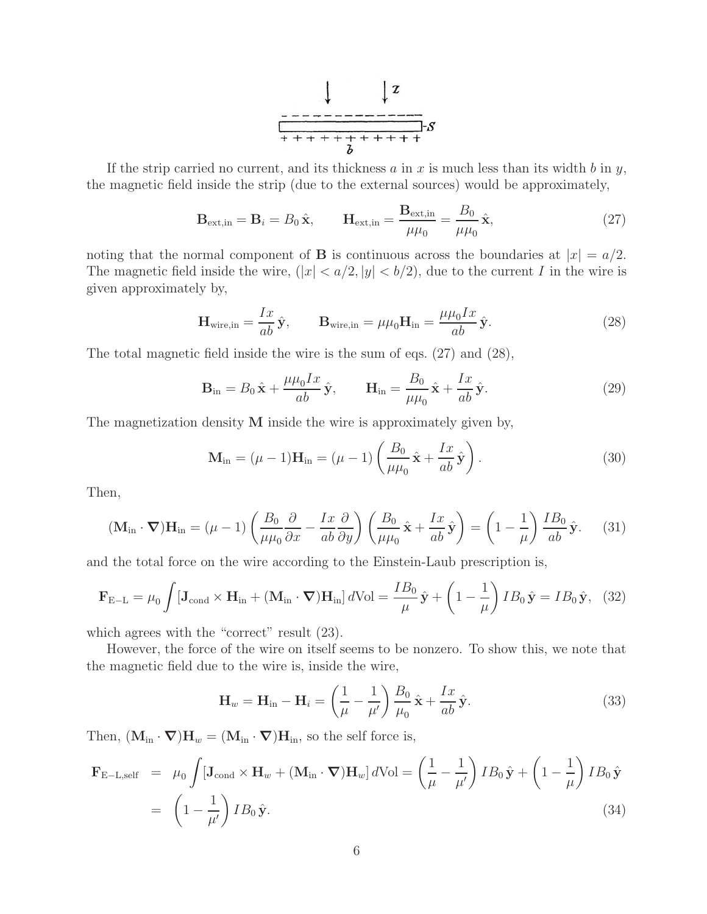If the strip carried no current, and its thickness $a$ in $x$ is much less than its width $b$ in $y$, the magnetic field inside the strip (due to the external sources) would be approximately,

$$\mathbf{B}_{\rm ext,in} = \mathbf{B}_i = B_0\,\hat{\mathbf{x}}, \qquad \mathbf{H}_{\rm ext,in} = \frac{\mathbf{B}_{\rm ext,in}}{\mu\mu_0} = \frac{B_0}{\mu\mu_0}\,\hat{\mathbf{x}}, \tag{27}$$

noting that the normal component of $\mathbf{B}$ is continuous across the boundaries at $|x| = a/2$. The magnetic field inside the wire, $(|x| < a/2, |y| < b/2)$, due to the current $I$ in the wire is given approximately by,

$$\mathbf{H}_{\rm wire,in} = \frac{Ix}{ab}\,\hat{\mathbf{y}}, \qquad \mathbf{B}_{\rm wire,in} = \mu\mu_0 \mathbf{H}_{\rm in} = \frac{\mu\mu_0 I x}{ab}\,\hat{\mathbf{y}}. \tag{28}$$

The total magnetic field inside the wire is the sum of eqs. (27) and (28),

$$\mathbf{B}_{\rm in} = B_0\,\hat{\mathbf{x}} + \frac{\mu\mu_0 I x}{ab}\,\hat{\mathbf{y}}, \qquad \mathbf{H}_{\rm in} = \frac{B_0}{\mu\mu_0}\,\hat{\mathbf{x}} + \frac{Ix}{ab}\,\hat{\mathbf{y}}. \tag{29}$$

The magnetization density $\mathbf{M}$ inside the wire is approximately given by,

$$\mathbf{M}_{\rm in} = (\mu - 1)\mathbf{H}_{\rm in} = (\mu - 1)\left(\frac{B_0}{\mu\mu_0}\,\hat{\mathbf{x}} + \frac{Ix}{ab}\,\hat{\mathbf{y}}\right). \tag{30}$$

Then,

$$(\mathbf{M}_{\rm in}\cdot\boldsymbol{\nabla})\mathbf{H}_{\rm in} = (\mu - 1)\left(\frac{B_0}{\mu\mu_0}\frac{\partial}{\partial x} - \frac{Ix}{ab}\frac{\partial}{\partial y}\right)\left(\frac{B_0}{\mu\mu_0}\,\hat{\mathbf{x}} + \frac{Ix}{ab}\,\hat{\mathbf{y}}\right) = \left(1 - \frac{1}{\mu}\right)\frac{IB_0}{ab}\,\hat{\mathbf{y}}. \tag{31}$$

and the total force on the wire according to the Einstein-Laub prescription is,

$$\mathbf{F}_{\rm E-L} = \mu_0 \int [\mathbf{J}_{\rm cond}\times\mathbf{H}_{\rm in} + (\mathbf{M}_{\rm in}\cdot\boldsymbol{\nabla})\mathbf{H}_{\rm in}]\,d{\rm Vol} = \frac{IB_0}{\mu}\,\hat{\mathbf{y}} + \left(1 - \frac{1}{\mu}\right) IB_0\,\hat{\mathbf{y}} = IB_0\,\hat{\mathbf{y}}, \tag{32}$$

which agrees with the "correct" result (23).

However, the force of the wire on itself seems to be nonzero. To show this, we note that the magnetic field due to the wire is, inside the wire,

$$\mathbf{H}_w = \mathbf{H}_{\rm in} - \mathbf{H}_i = \left(\frac{1}{\mu} - \frac{1}{\mu'}\right)\frac{B_0}{\mu_0}\,\hat{\mathbf{x}} + \frac{Ix}{ab}\,\hat{\mathbf{y}}. \tag{33}$$

Then, $(\mathbf{M}_{\rm in}\cdot\boldsymbol{\nabla})\mathbf{H}_w = (\mathbf{M}_{\rm in}\cdot\boldsymbol{\nabla})\mathbf{H}_{\rm in}$, so the self force is,

$$\begin{aligned}\mathbf{F}_{\rm E-L,self} &= \mu_0 \int [\mathbf{J}_{\rm cond}\times\mathbf{H}_w + (\mathbf{M}_{\rm in}\cdot\boldsymbol{\nabla})\mathbf{H}_w]\,d{\rm Vol} = \left(\frac{1}{\mu} - \frac{1}{\mu'}\right) IB_0\,\hat{\mathbf{y}} + \left(1 - \frac{1}{\mu}\right) IB_0\,\hat{\mathbf{y}} \\ &= \left(1 - \frac{1}{\mu'}\right) IB_0\,\hat{\mathbf{y}}. \end{aligned} \tag{34}$$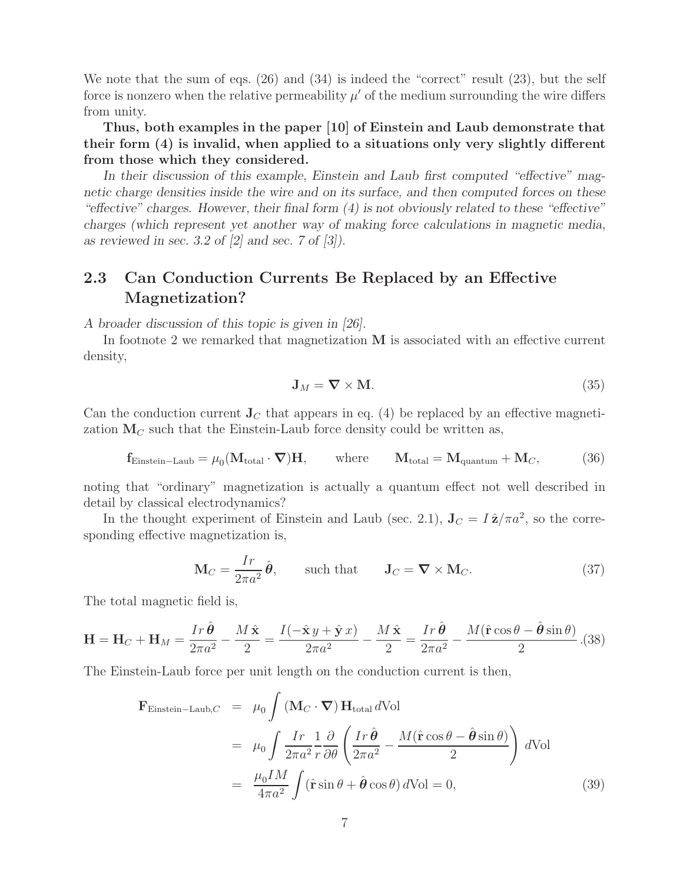We note that the sum of eqs. (26) and (34) is indeed the "correct" result (23), but the self force is nonzero when the relative permeability $\mu'$ of the medium surrounding the wire differs from unity.

**Thus, both examples in the paper [10] of Einstein and Laub demonstrate that their form (4) is invalid, when applied to a situations only very slightly different from those which they considered.**

*In their discussion of this example, Einstein and Laub first computed "effective" magnetic charge densities inside the wire and on its surface, and then computed forces on these "effective" charges. However, their final form (4) is not obviously related to these "effective" charges (which represent yet another way of making force calculations in magnetic media, as reviewed in sec. 3.2 of [2] and sec. 7 of [3]).*

## 2.3 Can Conduction Currents Be Replaced by an Effective Magnetization?

*A broader discussion of this topic is given in [26].*

In footnote 2 we remarked that magnetization $\mathbf{M}$ is associated with an effective current density,

$$\mathbf{J}_M = \boldsymbol{\nabla} \times \mathbf{M}. \tag{35}$$

Can the conduction current $\mathbf{J}_C$ that appears in eq. (4) be replaced by an effective magnetization $\mathbf{M}_C$ such that the Einstein-Laub force density could be written as,

$$\mathbf{f}_{\rm Einstein-Laub} = \mu_0 (\mathbf{M}_{\rm total} \cdot \boldsymbol{\nabla})\mathbf{H}, \qquad \text{where} \qquad \mathbf{M}_{\rm total} = \mathbf{M}_{\rm quantum} + \mathbf{M}_C, \tag{36}$$

noting that "ordinary" magnetization is actually a quantum effect not well described in detail by classical electrodynamics?

In the thought experiment of Einstein and Laub (sec. 2.1), $\mathbf{J}_C = I\,\hat{\mathbf{z}}/\pi a^2$, so the corresponding effective magnetization is,

$$\mathbf{M}_C = \frac{Ir}{2\pi a^2}\,\hat{\boldsymbol{\theta}}, \qquad \text{such that} \qquad \mathbf{J}_C = \boldsymbol{\nabla} \times \mathbf{M}_C. \tag{37}$$

The total magnetic field is,

$$\mathbf{H} = \mathbf{H}_C + \mathbf{H}_M = \frac{Ir\,\hat{\boldsymbol{\theta}}}{2\pi a^2} - \frac{M\,\hat{\mathbf{x}}}{2} = \frac{I(-\hat{\mathbf{x}}\,y + \hat{\mathbf{y}}\,x)}{2\pi a^2} - \frac{M\,\hat{\mathbf{x}}}{2} = \frac{Ir\,\hat{\boldsymbol{\theta}}}{2\pi a^2} - \frac{M(\hat{\mathbf{r}}\cos\theta - \hat{\boldsymbol{\theta}}\sin\theta)}{2}. \tag{38}$$

The Einstein-Laub force per unit length on the conduction current is then,

$$\begin{aligned}
\mathbf{F}_{\rm Einstein-Laub,C} &= \mu_0 \int (\mathbf{M}_C \cdot \boldsymbol{\nabla})\,\mathbf{H}_{\rm total}\, d{\rm Vol} \\
&= \mu_0 \int \frac{Ir}{2\pi a^2}\frac{1}{r}\frac{\partial}{\partial\theta}\left(\frac{Ir\,\hat{\boldsymbol{\theta}}}{2\pi a^2} - \frac{M(\hat{\mathbf{r}}\cos\theta - \hat{\boldsymbol{\theta}}\sin\theta)}{2}\right) d{\rm Vol} \\
&= \frac{\mu_0 IM}{4\pi a^2}\int (\hat{\mathbf{r}}\sin\theta + \hat{\boldsymbol{\theta}}\cos\theta)\, d{\rm Vol} = 0,
\end{aligned} \tag{39}$$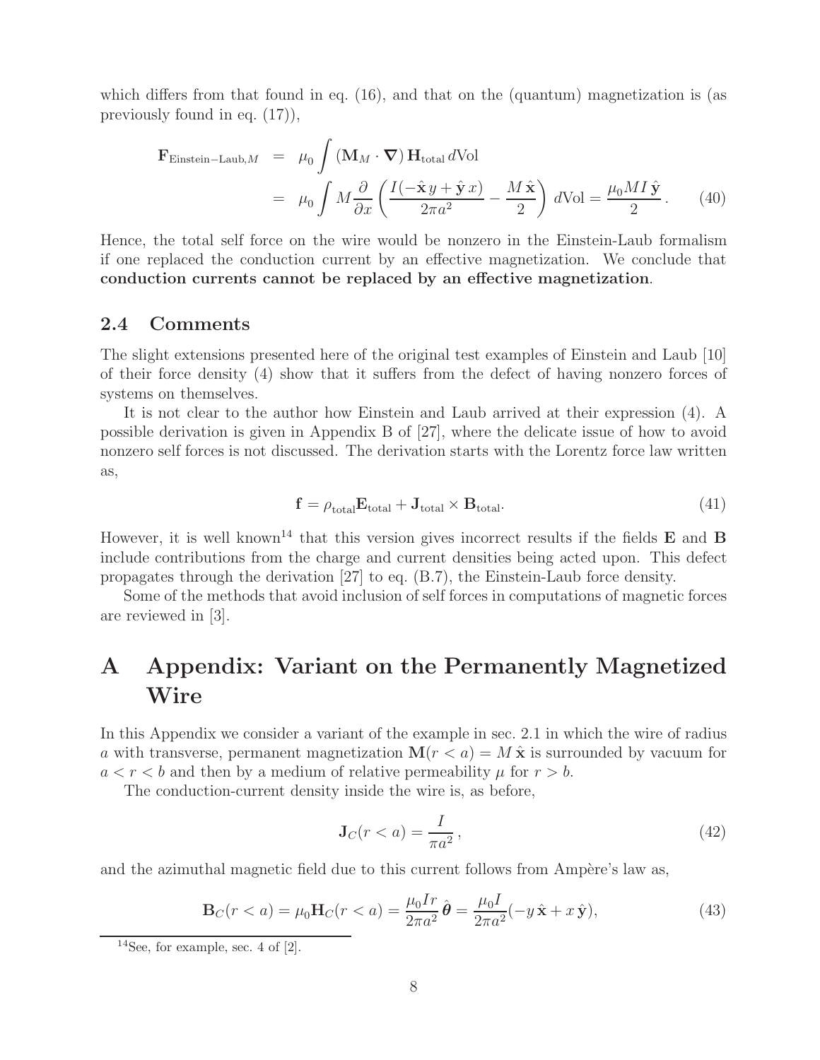which differs from that found in eq. (16), and that on the (quantum) magnetization is (as previously found in eq. (17)),

$$
\begin{aligned}
\mathbf{F}_{\text{Einstein-Laub},M} &= \mu_0 \int (\mathbf{M}_M \cdot \boldsymbol{\nabla})\, \mathbf{H}_{\text{total}}\, d\text{Vol} \\
&= \mu_0 \int M \frac{\partial}{\partial x} \left( \frac{I(-\hat{\mathbf{x}}\, y + \hat{\mathbf{y}}\, x)}{2\pi a^2} - \frac{M\, \hat{\mathbf{x}}}{2} \right) d\text{Vol} = \frac{\mu_0 M I\, \hat{\mathbf{y}}}{2}\,. \qquad (40)
\end{aligned}
$$

Hence, the total self force on the wire would be nonzero in the Einstein-Laub formalism if one replaced the conduction current by an effective magnetization. We conclude that **conduction currents cannot be replaced by an effective magnetization**.

## 2.4 Comments

The slight extensions presented here of the original test examples of Einstein and Laub [10] of their force density (4) show that it suffers from the defect of having nonzero forces of systems on themselves.

It is not clear to the author how Einstein and Laub arrived at their expression (4). A possible derivation is given in Appendix B of [27], where the delicate issue of how to avoid nonzero self forces is not discussed. The derivation starts with the Lorentz force law written as,

$$
\mathbf{f} = \rho_{\text{total}} \mathbf{E}_{\text{total}} + \mathbf{J}_{\text{total}} \times \mathbf{B}_{\text{total}}. \qquad (41)
$$

However, it is well known[14] that this version gives incorrect results if the fields $\mathbf{E}$ and $\mathbf{B}$ include contributions from the charge and current densities being acted upon. This defect propagates through the derivation [27] to eq. (B.7), the Einstein-Laub force density.

Some of the methods that avoid inclusion of self forces in computations of magnetic forces are reviewed in [3].

# A Appendix: Variant on the Permanently Magnetized Wire

In this Appendix we consider a variant of the example in sec. 2.1 in which the wire of radius $a$ with transverse, permanent magnetization $\mathbf{M}(r < a) = M\, \hat{\mathbf{x}}$ is surrounded by vacuum for $a < r < b$ and then by a medium of relative permeability $\mu$ for $r > b$.

The conduction-current density inside the wire is, as before,

$$
\mathbf{J}_C(r < a) = \frac{I}{\pi a^2}\,, \qquad (42)
$$

and the azimuthal magnetic field due to this current follows from Ampère's law as,

$$
\mathbf{B}_C(r < a) = \mu_0 \mathbf{H}_C(r < a) = \frac{\mu_0 I r}{2\pi a^2}\, \hat{\boldsymbol{\theta}} = \frac{\mu_0 I}{2\pi a^2}(-y\, \hat{\mathbf{x}} + x\, \hat{\mathbf{y}}), \qquad (43)
$$

[14] See, for example, sec. 4 of [2].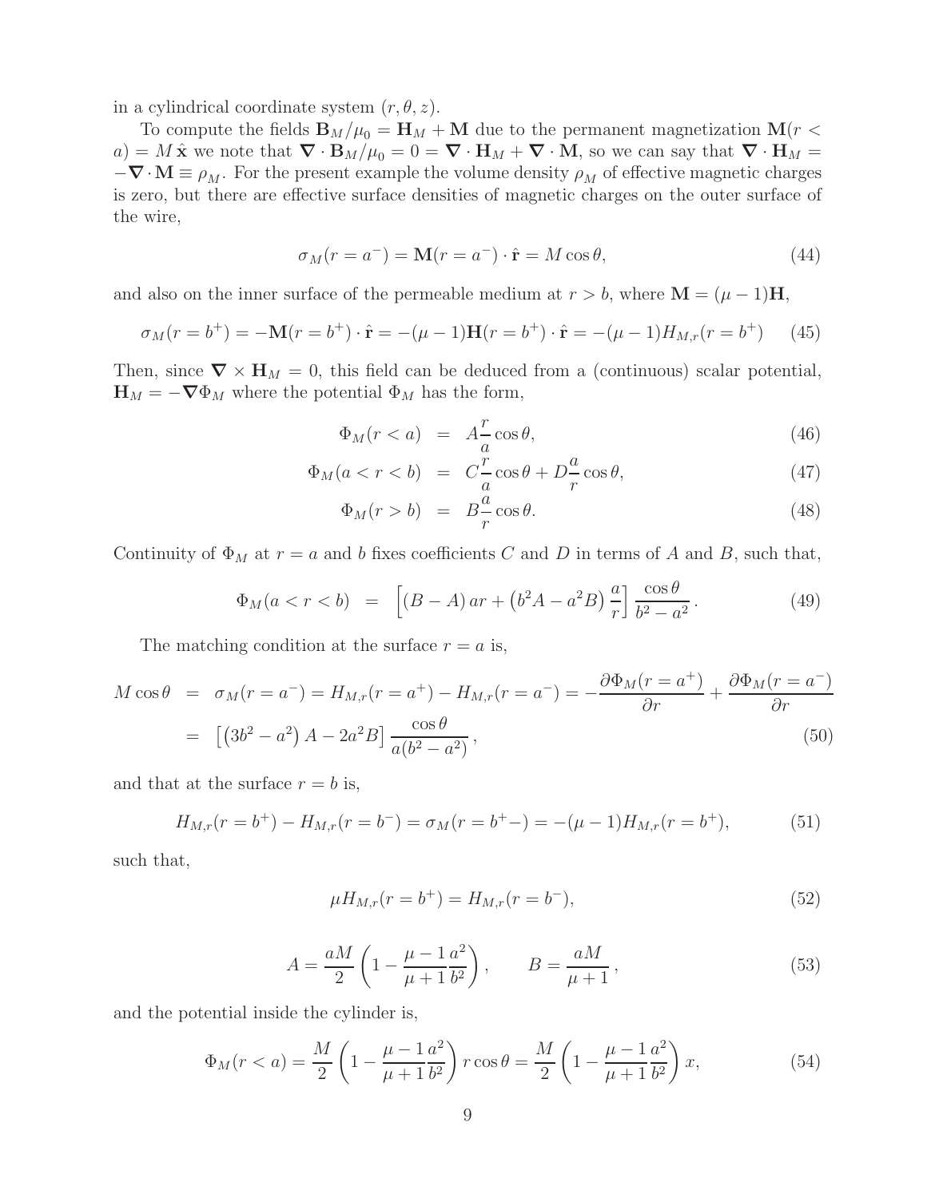in a cylindrical coordinate system $(r, \theta, z)$.

To compute the fields $\mathbf{B}_M/\mu_0 = \mathbf{H}_M + \mathbf{M}$ due to the permanent magnetization $\mathbf{M}(r < a) = M\,\hat{\mathbf{x}}$ we note that $\boldsymbol{\nabla} \cdot \mathbf{B}_M/\mu_0 = 0 = \boldsymbol{\nabla} \cdot \mathbf{H}_M + \boldsymbol{\nabla} \cdot \mathbf{M}$, so we can say that $\boldsymbol{\nabla} \cdot \mathbf{H}_M = -\boldsymbol{\nabla} \cdot \mathbf{M} \equiv \rho_M$. For the present example the volume density $\rho_M$ of effective magnetic charges is zero, but there are effective surface densities of magnetic charges on the outer surface of the wire,

$$\sigma_M(r = a^-) = \mathbf{M}(r = a^-) \cdot \hat{\mathbf{r}} = M \cos\theta, \tag{44}$$

and also on the inner surface of the permeable medium at $r > b$, where $\mathbf{M} = (\mu - 1)\mathbf{H}$,

$$\sigma_M(r = b^+) = -\mathbf{M}(r = b^+) \cdot \hat{\mathbf{r}} = -(\mu - 1)\mathbf{H}(r = b^+) \cdot \hat{\mathbf{r}} = -(\mu - 1) H_{M,r}(r = b^+) \tag{45}$$

Then, since $\boldsymbol{\nabla} \times \mathbf{H}_M = 0$, this field can be deduced from a (continuous) scalar potential, $\mathbf{H}_M = -\boldsymbol{\nabla}\Phi_M$ where the potential $\Phi_M$ has the form,

$$\Phi_M(r < a) = A\frac{r}{a}\cos\theta, \tag{46}$$

$$\Phi_M(a < r < b) = C\frac{r}{a}\cos\theta + D\frac{a}{r}\cos\theta, \tag{47}$$

$$\Phi_M(r > b) = B\frac{a}{r}\cos\theta. \tag{48}$$

Continuity of $\Phi_M$ at $r = a$ and $b$ fixes coefficients $C$ and $D$ in terms of $A$ and $B$, such that,

$$\Phi_M(a < r < b) = \left[(B - A)\, ar + \left(b^2 A - a^2 B\right)\frac{a}{r}\right]\frac{\cos\theta}{b^2 - a^2}. \tag{49}$$

The matching condition at the surface $r = a$ is,

$$\begin{aligned} M\cos\theta &= \sigma_M(r = a^-) = H_{M,r}(r = a^+) - H_{M,r}(r = a^-) = -\frac{\partial\Phi_M(r = a^+)}{\partial r} + \frac{\partial\Phi_M(r = a^-)}{\partial r} \\ &= \left[\left(3b^2 - a^2\right) A - 2a^2 B\right]\frac{\cos\theta}{a(b^2 - a^2)}, \end{aligned} \tag{50}$$

and that at the surface $r = b$ is,

$$H_{M,r}(r = b^+) - H_{M,r}(r = b^-) = \sigma_M(r = b^+ -) = -(\mu - 1) H_{M,r}(r = b^+), \tag{51}$$

such that,

$$\mu H_{M,r}(r = b^+) = H_{M,r}(r = b^-), \tag{52}$$

$$A = \frac{aM}{2}\left(1 - \frac{\mu - 1}{\mu + 1}\frac{a^2}{b^2}\right), \qquad B = \frac{aM}{\mu + 1}, \tag{53}$$

and the potential inside the cylinder is,

$$\Phi_M(r < a) = \frac{M}{2}\left(1 - \frac{\mu - 1}{\mu + 1}\frac{a^2}{b^2}\right) r\cos\theta = \frac{M}{2}\left(1 - \frac{\mu - 1}{\mu + 1}\frac{a^2}{b^2}\right) x, \tag{54}$$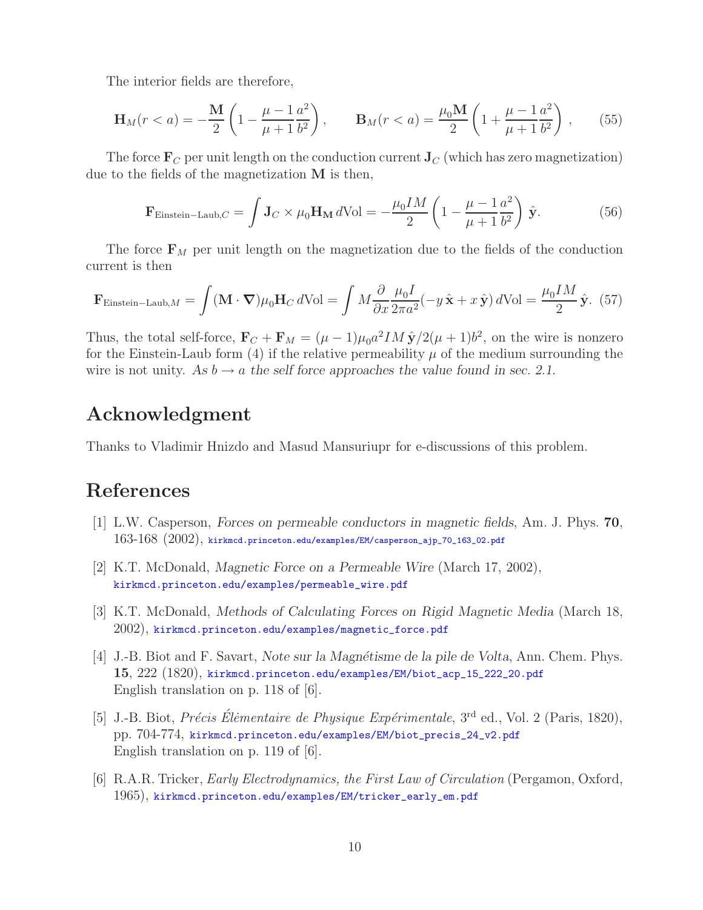The interior fields are therefore,

$$\mathbf{H}_M(r < a) = -\frac{\mathbf{M}}{2}\left(1 - \frac{\mu - 1}{\mu + 1}\frac{a^2}{b^2}\right), \qquad \mathbf{B}_M(r < a) = \frac{\mu_0 \mathbf{M}}{2}\left(1 + \frac{\mu - 1}{\mu + 1}\frac{a^2}{b^2}\right), \tag{55}$$

The force $\mathbf{F}_C$ per unit length on the conduction current $\mathbf{J}_C$ (which has zero magnetization) due to the fields of the magnetization $\mathbf{M}$ is then,

$$\mathbf{F}_{\text{Einstein-Laub},C} = \int \mathbf{J}_C \times \mu_0 \mathbf{H}_\mathbf{M}\, d\text{Vol} = -\frac{\mu_0 I M}{2}\left(1 - \frac{\mu - 1}{\mu + 1}\frac{a^2}{b^2}\right)\hat{\mathbf{y}}. \tag{56}$$

The force $\mathbf{F}_M$ per unit length on the magnetization due to the fields of the conduction current is then

$$\mathbf{F}_{\text{Einstein-Laub},M} = \int (\mathbf{M}\cdot\boldsymbol{\nabla})\mu_0 \mathbf{H}_C\, d\text{Vol} = \int M \frac{\partial}{\partial x}\frac{\mu_0 I}{2\pi a^2}(-y\,\hat{\mathbf{x}} + x\,\hat{\mathbf{y}})\, d\text{Vol} = \frac{\mu_0 I M}{2}\hat{\mathbf{y}}. \tag{57}$$

Thus, the total self-force, $\mathbf{F}_C + \mathbf{F}_M = (\mu - 1)\mu_0 a^2 I M\,\hat{\mathbf{y}}/2(\mu + 1)b^2$, on the wire is nonzero for the Einstein-Laub form (4) if the relative permeability $\mu$ of the medium surrounding the wire is not unity. *As $b \to a$ the self force approaches the value found in sec. 2.1.*

## Acknowledgment

Thanks to Vladimir Hnizdo and Masud Mansuriupr for e-discussions of this problem.

## References

[1] L.W. Casperson, *Forces on permeable conductors in magnetic fields*, Am. J. Phys. **70**, 163-168 (2002), kirkmcd.princeton.edu/examples/EM/casperson_ajp_70_163_02.pdf

[2] K.T. McDonald, *Magnetic Force on a Permeable Wire* (March 17, 2002), kirkmcd.princeton.edu/examples/permeable_wire.pdf

[3] K.T. McDonald, *Methods of Calculating Forces on Rigid Magnetic Media* (March 18, 2002), kirkmcd.princeton.edu/examples/magnetic_force.pdf

[4] J.-B. Biot and F. Savart, *Note sur la Magnétisme de la pile de Volta*, Ann. Chem. Phys. **15**, 222 (1820), kirkmcd.princeton.edu/examples/EM/biot_acp_15_222_20.pdf English translation on p. 118 of [6].

[5] J.-B. Biot, *Précis Élémentaire de Physique Expérimentale*, 3rd ed., Vol. 2 (Paris, 1820), pp. 704-774, kirkmcd.princeton.edu/examples/EM/biot_precis_24_v2.pdf English translation on p. 119 of [6].

[6] R.A.R. Tricker, *Early Electrodynamics, the First Law of Circulation* (Pergamon, Oxford, 1965), kirkmcd.princeton.edu/examples/EM/tricker_early_em.pdf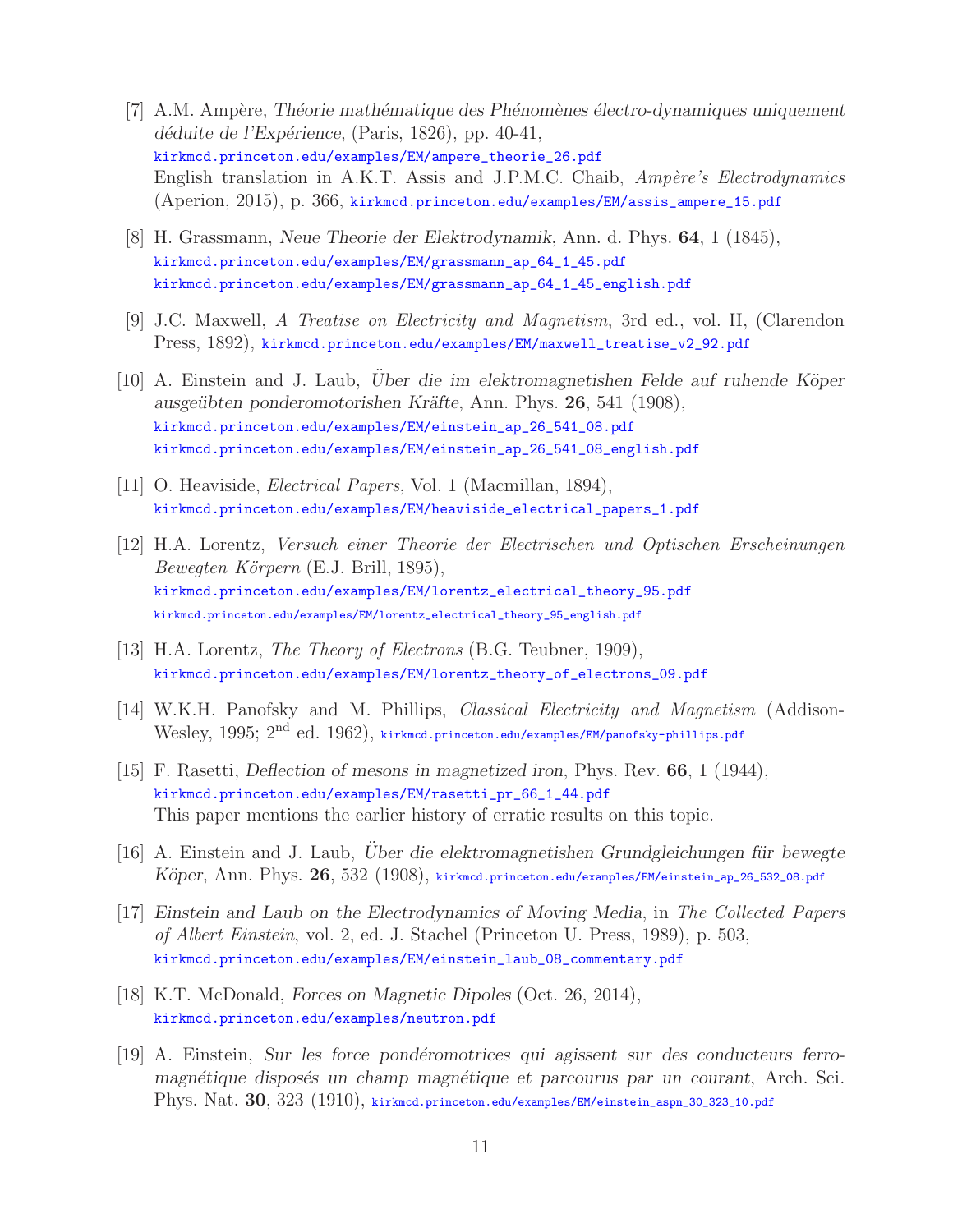[7] A.M. Ampère, *Théorie mathématique des Phénomènes électro-dynamiques uniquement déduite de l'Expérience*, (Paris, 1826), pp. 40-41,
kirkmcd.princeton.edu/examples/EM/ampere_theorie_26.pdf
English translation in A.K.T. Assis and J.P.M.C. Chaib, *Ampère's Electrodynamics* (Aperion, 2015), p. 366, kirkmcd.princeton.edu/examples/EM/assis_ampere_15.pdf

[8] H. Grassmann, *Neue Theorie der Elektrodynamik*, Ann. d. Phys. **64**, 1 (1845),
kirkmcd.princeton.edu/examples/EM/grassmann_ap_64_1_45.pdf
kirkmcd.princeton.edu/examples/EM/grassmann_ap_64_1_45_english.pdf

[9] J.C. Maxwell, *A Treatise on Electricity and Magnetism*, 3rd ed., vol. II, (Clarendon Press, 1892), kirkmcd.princeton.edu/examples/EM/maxwell_treatise_v2_92.pdf

[10] A. Einstein and J. Laub, *Über die im elektromagnetishen Felde auf ruhende Köper ausgeübten ponderomotorishen Kräfte*, Ann. Phys. **26**, 541 (1908),
kirkmcd.princeton.edu/examples/EM/einstein_ap_26_541_08.pdf
kirkmcd.princeton.edu/examples/EM/einstein_ap_26_541_08_english.pdf

[11] O. Heaviside, *Electrical Papers*, Vol. 1 (Macmillan, 1894),
kirkmcd.princeton.edu/examples/EM/heaviside_electrical_papers_1.pdf

[12] H.A. Lorentz, *Versuch einer Theorie der Electrischen und Optischen Erscheinungen Bewegten Körpern* (E.J. Brill, 1895),
kirkmcd.princeton.edu/examples/EM/lorentz_electrical_theory_95.pdf
kirkmcd.princeton.edu/examples/EM/lorentz_electrical_theory_95_english.pdf

[13] H.A. Lorentz, *The Theory of Electrons* (B.G. Teubner, 1909),
kirkmcd.princeton.edu/examples/EM/lorentz_theory_of_electrons_09.pdf

[14] W.K.H. Panofsky and M. Phillips, *Classical Electricity and Magnetism* (Addison-Wesley, 1995; 2nd ed. 1962), kirkmcd.princeton.edu/examples/EM/panofsky-phillips.pdf

[15] F. Rasetti, *Deflection of mesons in magnetized iron*, Phys. Rev. **66**, 1 (1944),
kirkmcd.princeton.edu/examples/EM/rasetti_pr_66_1_44.pdf
This paper mentions the earlier history of erratic results on this topic.

[16] A. Einstein and J. Laub, *Über die elektromagnetishen Grundgleichungen für bewegte Köper*, Ann. Phys. **26**, 532 (1908), kirkmcd.princeton.edu/examples/EM/einstein_ap_26_532_08.pdf

[17] *Einstein and Laub on the Electrodynamics of Moving Media*, in *The Collected Papers of Albert Einstein*, vol. 2, ed. J. Stachel (Princeton U. Press, 1989), p. 503,
kirkmcd.princeton.edu/examples/EM/einstein_laub_08_commentary.pdf

[18] K.T. McDonald, *Forces on Magnetic Dipoles* (Oct. 26, 2014),
kirkmcd.princeton.edu/examples/neutron.pdf

[19] A. Einstein, *Sur les force pondéromotrices qui agissent sur des conducteurs ferromagnétique disposés un champ magnétique et parcourus par un courant*, Arch. Sci. Phys. Nat. **30**, 323 (1910), kirkmcd.princeton.edu/examples/EM/einstein_aspn_30_323_10.pdf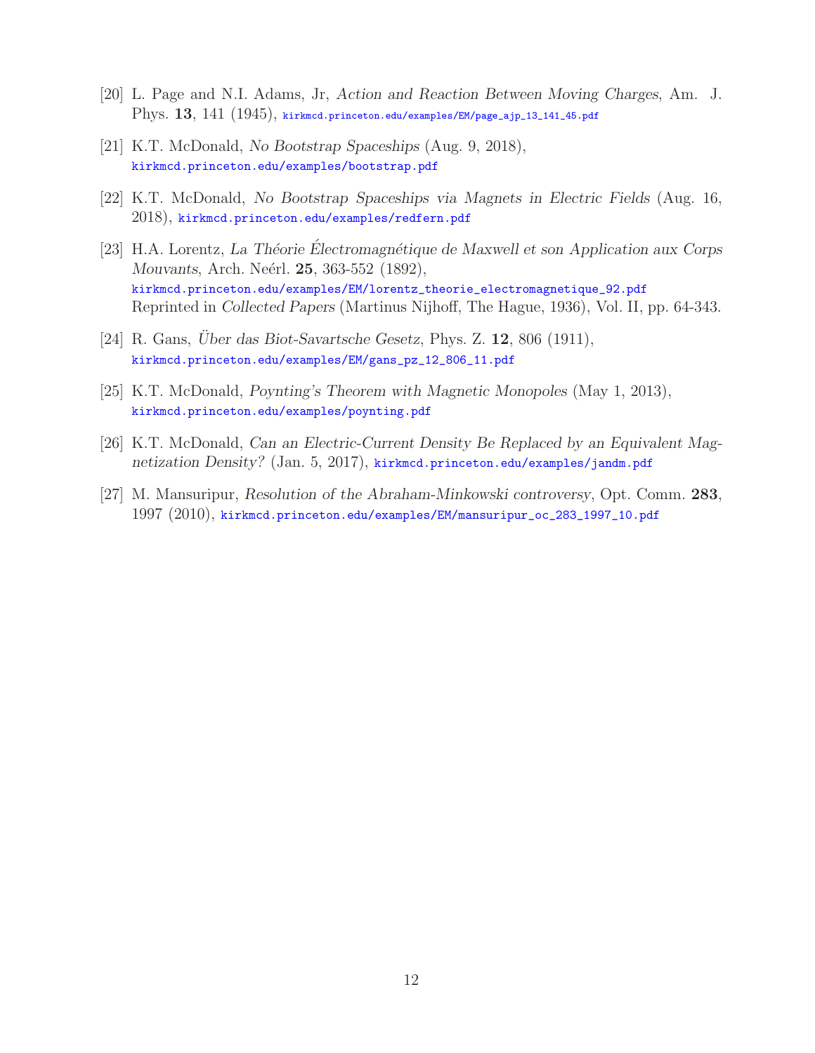[20] L. Page and N.I. Adams, Jr, *Action and Reaction Between Moving Charges*, Am. J. Phys. **13**, 141 (1945), kirkmcd.princeton.edu/examples/EM/page_ajp_13_141_45.pdf

[21] K.T. McDonald, *No Bootstrap Spaceships* (Aug. 9, 2018), kirkmcd.princeton.edu/examples/bootstrap.pdf

[22] K.T. McDonald, *No Bootstrap Spaceships via Magnets in Electric Fields* (Aug. 16, 2018), kirkmcd.princeton.edu/examples/redfern.pdf

[23] H.A. Lorentz, *La Théorie Électromagnétique de Maxwell et son Application aux Corps Mouvants*, Arch. Neérl. **25**, 363-552 (1892), kirkmcd.princeton.edu/examples/EM/lorentz_theorie_electromagnetique_92.pdf Reprinted in *Collected Papers* (Martinus Nijhoff, The Hague, 1936), Vol. II, pp. 64-343.

[24] R. Gans, *Über das Biot-Savartsche Gesetz*, Phys. Z. **12**, 806 (1911), kirkmcd.princeton.edu/examples/EM/gans_pz_12_806_11.pdf

[25] K.T. McDonald, *Poynting's Theorem with Magnetic Monopoles* (May 1, 2013), kirkmcd.princeton.edu/examples/poynting.pdf

[26] K.T. McDonald, *Can an Electric-Current Density Be Replaced by an Equivalent Magnetization Density?* (Jan. 5, 2017), kirkmcd.princeton.edu/examples/jandm.pdf

[27] M. Mansuripur, *Resolution of the Abraham-Minkowski controversy*, Opt. Comm. **283**, 1997 (2010), kirkmcd.princeton.edu/examples/EM/mansuripur_oc_283_1997_10.pdf